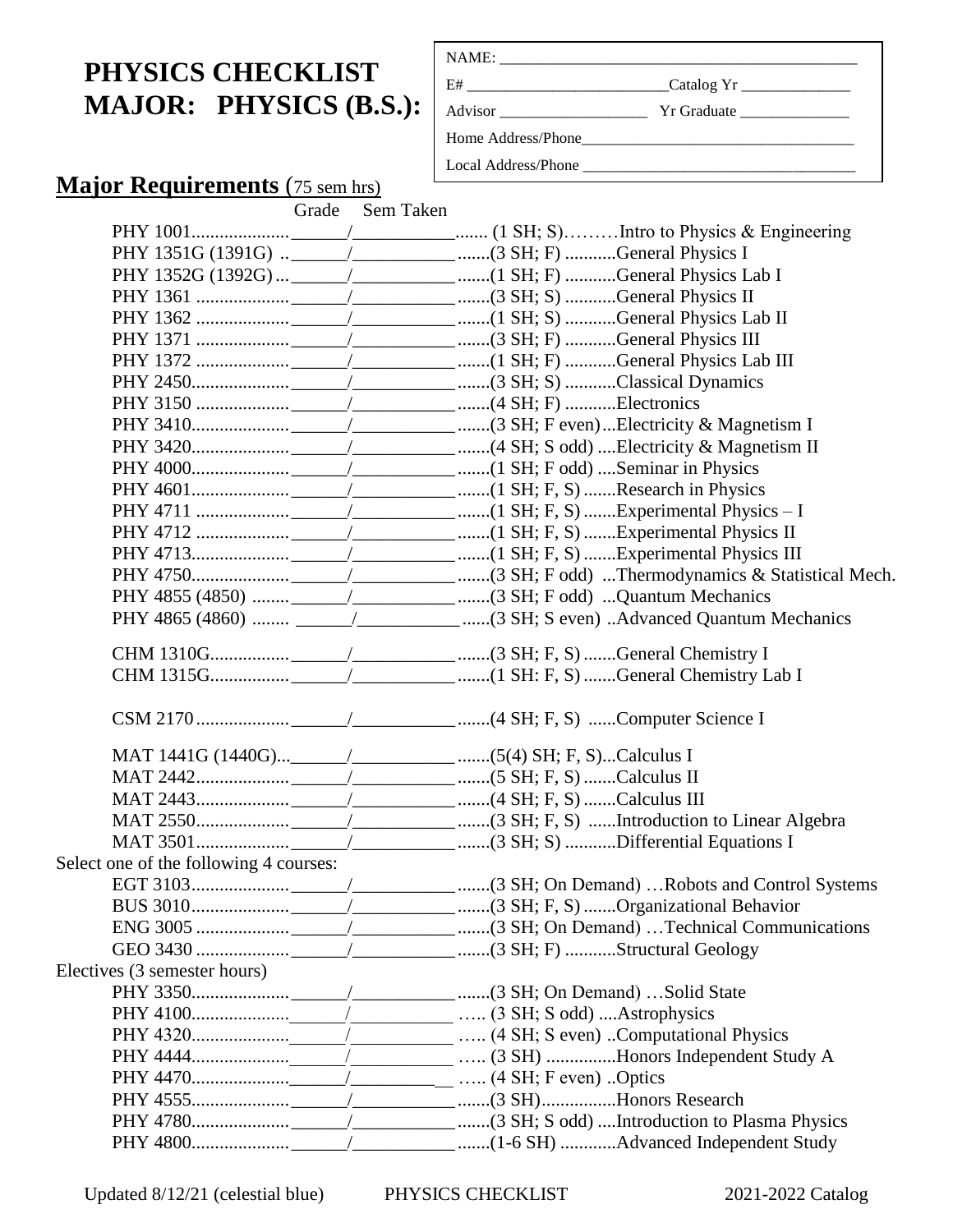# PHYSICS CHECKLIST
# MAJOR: PHYSICS (B.S.):

NAME: ____________________________________________

E# ________________________Catalog Yr _____________

Advisor __________________ Yr Graduate _____________

Home Address/Phone__________________________________

Local Address/Phone __________________________________

## Major Requirements (75 sem hrs)

| Course | Grade | Sem Taken | Credits/Offered | Title |
|---|---|---|---|---|
| PHY 1001 | ______ | ___________ | (1 SH; S) | Intro to Physics & Engineering |
| PHY 1351G (1391G) | ______ | ___________ | (3 SH; F) | General Physics I |
| PHY 1352G (1392G) | ______ | ___________ | (1 SH; F) | General Physics Lab I |
| PHY 1361 | ______ | ___________ | (3 SH; S) | General Physics II |
| PHY 1362 | ______ | ___________ | (1 SH; S) | General Physics Lab II |
| PHY 1371 | ______ | ___________ | (3 SH; F) | General Physics III |
| PHY 1372 | ______ | ___________ | (1 SH; F) | General Physics Lab III |
| PHY 2450 | ______ | ___________ | (3 SH; S) | Classical Dynamics |
| PHY 3150 | ______ | ___________ | (4 SH; F) | Electronics |
| PHY 3410 | ______ | ___________ | (3 SH; F even) | Electricity & Magnetism I |
| PHY 3420 | ______ | ___________ | (4 SH; S odd) | Electricity & Magnetism II |
| PHY 4000 | ______ | ___________ | (1 SH; F odd) | Seminar in Physics |
| PHY 4601 | ______ | ___________ | (1 SH; F, S) | Research in Physics |
| PHY 4711 | ______ | ___________ | (1 SH; F, S) | Experimental Physics – I |
| PHY 4712 | ______ | ___________ | (1 SH; F, S) | Experimental Physics II |
| PHY 4713 | ______ | ___________ | (1 SH; F, S) | Experimental Physics III |
| PHY 4750 | ______ | ___________ | (3 SH; F odd) | Thermodynamics & Statistical Mech. |
| PHY 4855 (4850) | ______ | ___________ | (3 SH; F odd) | Quantum Mechanics |
| PHY 4865 (4860) | ______ | ___________ | (3 SH; S even) | Advanced Quantum Mechanics |
| CHM 1310G | ______ | ___________ | (3 SH; F, S) | General Chemistry I |
| CHM 1315G | ______ | ___________ | (1 SH: F, S) | General Chemistry Lab I |
| CSM 2170 | ______ | ___________ | (4 SH; F, S) | Computer Science I |
| MAT 1441G (1440G) | ______ | ___________ | (5(4) SH; F, S) | Calculus I |
| MAT 2442 | ______ | ___________ | (5 SH; F, S) | Calculus II |
| MAT 2443 | ______ | ___________ | (4 SH; F, S) | Calculus III |
| MAT 2550 | ______ | ___________ | (3 SH; F, S) | Introduction to Linear Algebra |
| MAT 3501 | ______ | ___________ | (3 SH; S) | Differential Equations I |

Select one of the following 4 courses:

| Course | Grade | Sem Taken | Credits/Offered | Title |
|---|---|---|---|---|
| EGT 3103 | ______ | ___________ | (3 SH; On Demand) | Robots and Control Systems |
| BUS 3010 | ______ | ___________ | (3 SH; F, S) | Organizational Behavior |
| ENG 3005 | ______ | ___________ | (3 SH; On Demand) | Technical Communications |
| GEO 3430 | ______ | ___________ | (3 SH; F) | Structural Geology |

Electives (3 semester hours)

| Course | Grade | Sem Taken | Credits/Offered | Title |
|---|---|---|---|---|
| PHY 3350 | ______ | ___________ | (3 SH; On Demand) | Solid State |
| PHY 4100 | ______ | ___________ | (3 SH; S odd) | Astrophysics |
| PHY 4320 | ______ | ___________ | (4 SH; S even) | Computational Physics |
| PHY 4444 | ______ | ___________ | (3 SH) | Honors Independent Study A |
| PHY 4470 | ______ | ___________ | (4 SH; F even) | Optics |
| PHY 4555 | ______ | ___________ | (3 SH) | Honors Research |
| PHY 4780 | ______ | ___________ | (3 SH; S odd) | Introduction to Plasma Physics |
| PHY 4800 | ______ | ___________ | (1-6 SH) | Advanced Independent Study |

Updated 8/12/21 (celestial blue) PHYSICS CHECKLIST 2021-2022 Catalog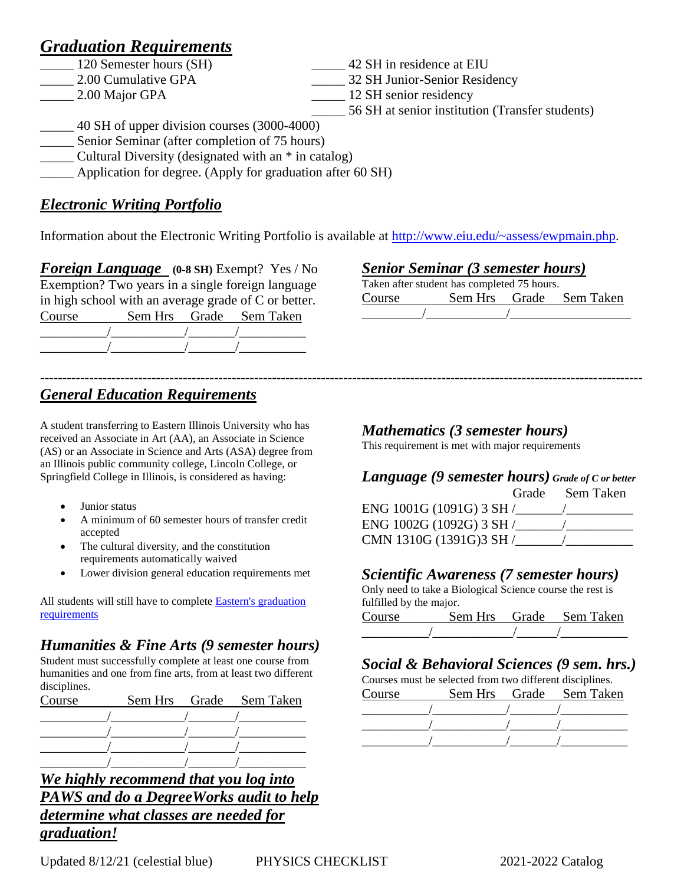## ***Graduation Requirements***

_____ 120 Semester hours (SH)
_____ 2.00 Cumulative GPA
_____ 2.00 Major GPA
_____ 42 SH in residence at EIU
_____ 32 SH Junior-Senior Residency
_____ 12 SH senior residency
_____ 56 SH at senior institution (Transfer students)
_____ 40 SH of upper division courses (3000-4000)
_____ Senior Seminar (after completion of 75 hours)
_____ Cultural Diversity (designated with an * in catalog)
_____ Application for degree. (Apply for graduation after 60 SH)

## ***Electronic Writing Portfolio***

Information about the Electronic Writing Portfolio is available at http://www.eiu.edu/~assess/ewpmain.php.

### ***Foreign Language*** (0-8 SH) Exempt? Yes / No

Exemption? Two years in a single foreign language in high school with an average grade of C or better.

| Course | Sem Hrs | Grade | Sem Taken |
|---|---|---|---|
| | | | |
| | | | |

### ***Senior Seminar (3 semester hours)***

Taken after student has completed 75 hours.

| Course | Sem Hrs | Grade | Sem Taken |
|---|---|---|---|
| | | | |

---

## ***General Education Requirements***

A student transferring to Eastern Illinois University who has received an Associate in Art (AA), an Associate in Science (AS) or an Associate in Science and Arts (ASA) degree from an Illinois public community college, Lincoln College, or Springfield College in Illinois, is considered as having:

- Junior status
- A minimum of 60 semester hours of transfer credit accepted
- The cultural diversity, and the constitution requirements automatically waived
- Lower division general education requirements met

All students will still have to complete Eastern's graduation requirements

### ***Humanities & Fine Arts (9 semester hours)***

Student must successfully complete at least one course from humanities and one from fine arts, from at least two different disciplines.

| Course | Sem Hrs | Grade | Sem Taken |
|---|---|---|---|
| | | | |
| | | | |
| | | | |
| | | | |

***We highly recommend that you log into PAWS and do a DegreeWorks audit to help determine what classes are needed for graduation!***

### ***Mathematics (3 semester hours)***

This requirement is met with major requirements

### ***Language (9 semester hours)*** *Grade of C or better*

| Course | Grade | Sem Taken |
|---|---|---|
| ENG 1001G (1091G) 3 SH | | |
| ENG 1002G (1092G) 3 SH | | |
| CMN 1310G (1391G)3 SH | | |

### ***Scientific Awareness (7 semester hours)***

Only need to take a Biological Science course the rest is fulfilled by the major.

| Course | Sem Hrs | Grade | Sem Taken |
|---|---|---|---|
| | | | |

### ***Social & Behavioral Sciences (9 sem. hrs.)***

Courses must be selected from two different disciplines.

| Course | Sem Hrs | Grade | Sem Taken |
|---|---|---|---|
| | | | |
| | | | |
| | | | |

Updated 8/12/21 (celestial blue) PHYSICS CHECKLIST 2021-2022 Catalog